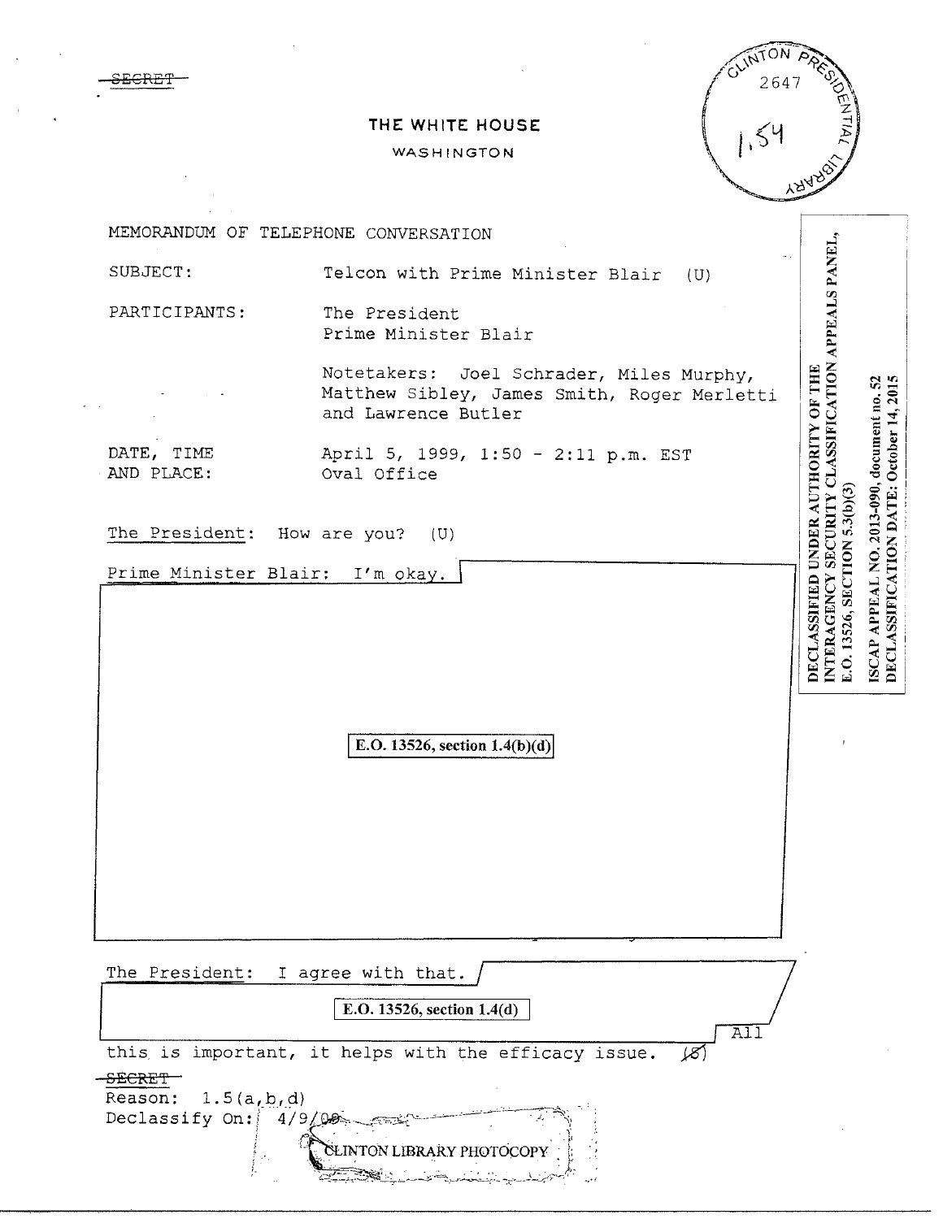~~SECRET~~

# THE WHITE HOUSE

WASHINGTON

CLINTON PRESIDENTIAL LIBRARY 2647 1.54

DECLASSIFIED UNDER AUTHORITY OF THE INTERAGENCY SECURITY CLASSIFICATION APPEALS PANEL, E.O. 13526, SECTION 5.3(b)(3)

ISCAP APPEAL NO. 2013-090, document no. 52
DECLASSIFICATION DATE: October 14, 2015

MEMORANDUM OF TELEPHONE CONVERSATION

SUBJECT: Telcon with Prime Minister Blair (U)

PARTICIPANTS: The President
Prime Minister Blair

Notetakers: Joel Schrader, Miles Murphy, Matthew Sibley, James Smith, Roger Merletti and Lawrence Butler

DATE, TIME AND PLACE: April 5, 1999, 1:50 - 2:11 p.m. EST
Oval Office

The President: How are you? (U)

Prime Minister Blair: I'm okay.

E.O. 13526, section 1.4(b)(d)

The President: I agree with that.

E.O. 13526, section 1.4(d)

All this is important, it helps with the efficacy issue. (~~S~~)

~~SECRET~~
Reason: 1.5(a,b,d)
Declassify On: 4/9/09

CLINTON LIBRARY PHOTOCOPY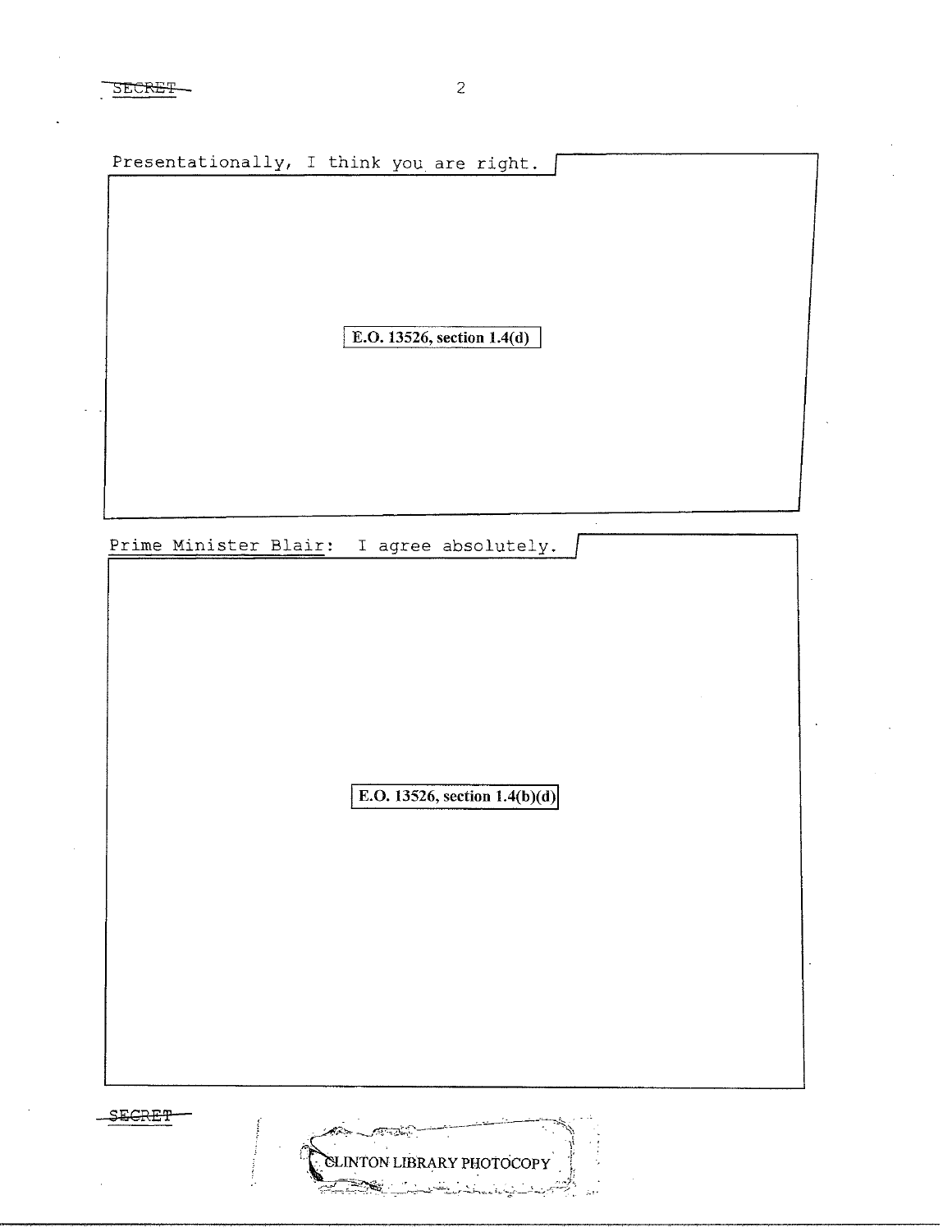SECRET

Presentationally, I think you are right.

E.O. 13526, section 1.4(d)

Prime Minister Blair: I agree absolutely.

E.O. 13526, section 1.4(b)(d)

SECRET

CLINTON LIBRARY PHOTOCOPY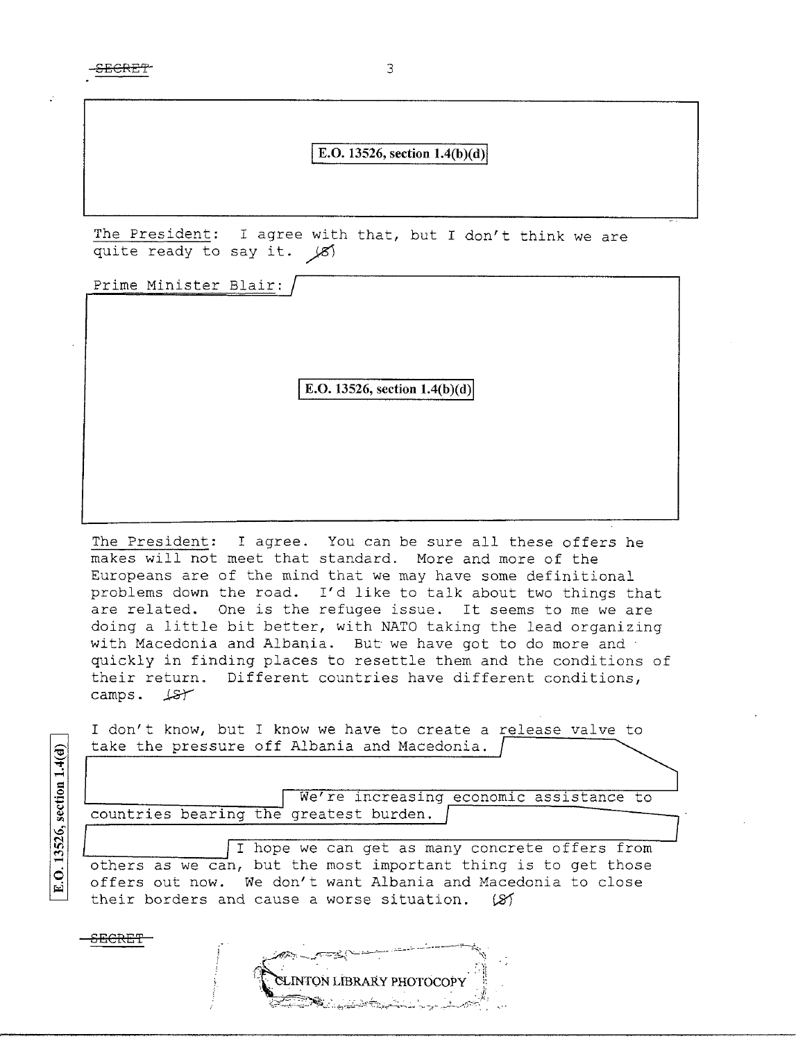E.O. 13526, section 1.4(b)(d)

The President: I agree with that, but I don't think we are quite ready to say it. (S)

Prime Minister Blair:

E.O. 13526, section 1.4(b)(d)

The President: I agree. You can be sure all these offers he makes will not meet that standard. More and more of the Europeans are of the mind that we may have some definitional problems down the road. I'd like to talk about two things that are related. One is the refugee issue. It seems to me we are doing a little bit better, with NATO taking the lead organizing with Macedonia and Albania. But we have got to do more and quickly in finding places to resettle them and the conditions of their return. Different countries have different conditions, camps. (S)

I don't know, but I know we have to create a release valve to take the pressure off Albania and Macedonia. We're increasing economic assistance to countries bearing the greatest burden. I hope we can get as many concrete offers from others as we can, but the most important thing is to get those offers out now. We don't want Albania and Macedonia to close their borders and cause a worse situation. (S)

E.O. 13526, section 1.4(d)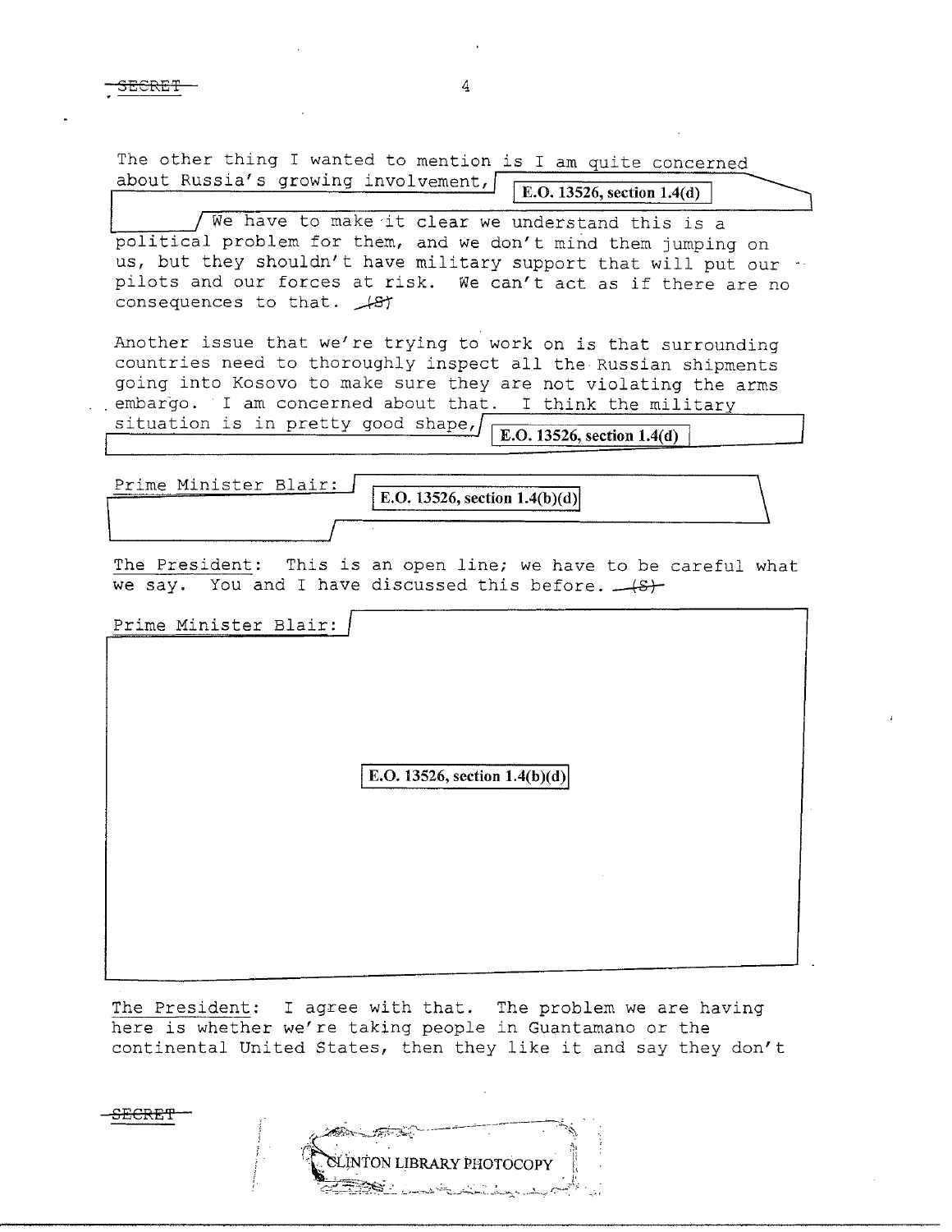The other thing I wanted to mention is I am quite concerned about Russia's growing involvement, E.O. 13526, section 1.4(d)

We have to make it clear we understand this is a political problem for them, and we don't mind them jumping on us, but they shouldn't have military support that will put our pilots and our forces at risk. We can't act as if there are no consequences to that. (S)

Another issue that we're trying to work on is that surrounding countries need to thoroughly inspect all the Russian shipments going into Kosovo to make sure they are not violating the arms embargo. I am concerned about that. I think the military situation is in pretty good shape, E.O. 13526, section 1.4(d)

Prime Minister Blair: E.O. 13526, section 1.4(b)(d)

The President: This is an open line; we have to be careful what we say. You and I have discussed this before. (S)

Prime Minister Blair: E.O. 13526, section 1.4(b)(d)

The President: I agree with that. The problem we are having here is whether we're taking people in Guantamano or the continental United States, then they like it and say they don't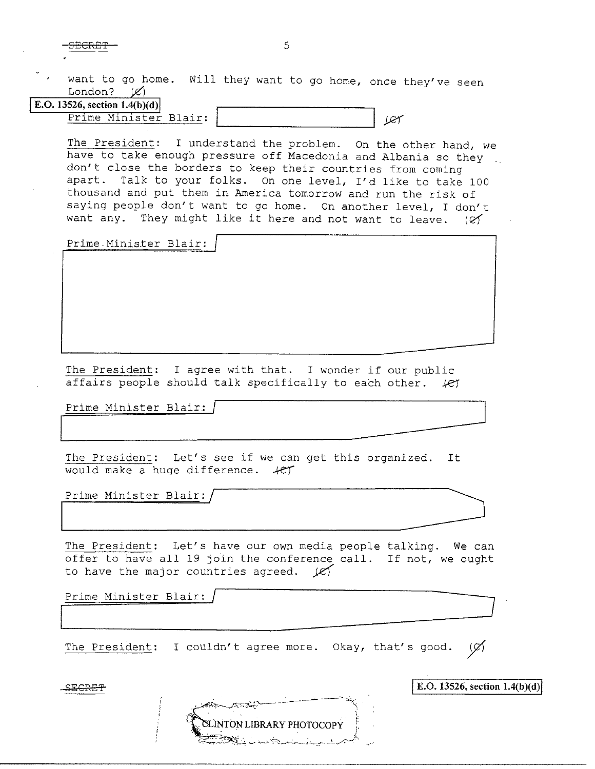want to go home. Will they want to go home, once they've seen London? (C)

E.O. 13526, section 1.4(b)(d)

Prime Minister Blair: (C)

The President: I understand the problem. On the other hand, we have to take enough pressure off Macedonia and Albania so they don't close the borders to keep their countries from coming apart. Talk to your folks. On one level, I'd like to take 100 thousand and put them in America tomorrow and run the risk of saying people don't want to go home. On another level, I don't want any. They might like it here and not want to leave. (C)

Prime Minister Blair:

The President: I agree with that. I wonder if our public affairs people should talk specifically to each other. (C)

Prime Minister Blair:

The President: Let's see if we can get this organized. It would make a huge difference. (C)

Prime Minister Blair:

The President: Let's have our own media people talking. We can offer to have all 19 join the conference call. If not, we ought to have the major countries agreed. (C)

Prime Minister Blair:

The President: I couldn't agree more. Okay, that's good. (C)

SECRET

E.O. 13526, section 1.4(b)(d)

CLINTON LIBRARY PHOTOCOPY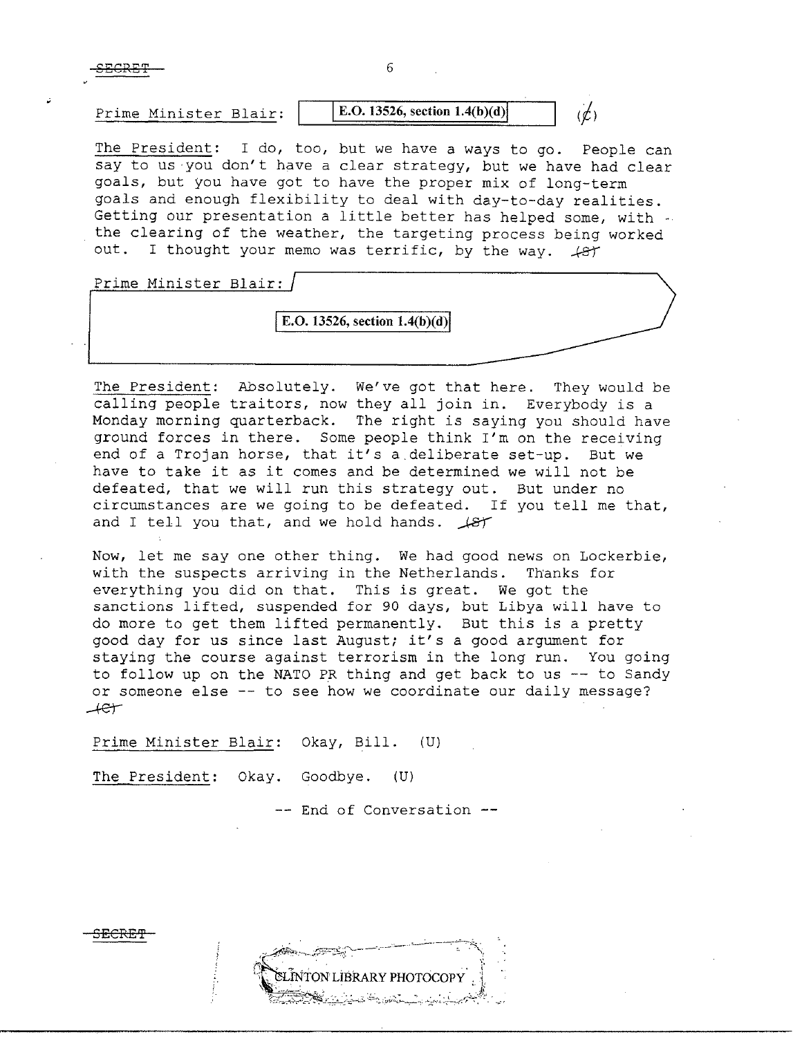Prime Minister Blair: E.O. 13526, section 1.4(b)(d) (C)

The President: I do, too, but we have a ways to go. People can say to us you don't have a clear strategy, but we have had clear goals, but you have got to have the proper mix of long-term goals and enough flexibility to deal with day-to-day realities. Getting our presentation a little better has helped some, with the clearing of the weather, the targeting process being worked out. I thought your memo was terrific, by the way. (S)

Prime Minister Blair: E.O. 13526, section 1.4(b)(d)

The President: Absolutely. We've got that here. They would be calling people traitors, now they all join in. Everybody is a Monday morning quarterback. The right is saying you should have ground forces in there. Some people think I'm on the receiving end of a Trojan horse, that it's a deliberate set-up. But we have to take it as it comes and be determined we will not be defeated, that we will run this strategy out. But under no circumstances are we going to be defeated. If you tell me that, and I tell you that, and we hold hands. (S)

Now, let me say one other thing. We had good news on Lockerbie, with the suspects arriving in the Netherlands. Thanks for everything you did on that. This is great. We got the sanctions lifted, suspended for 90 days, but Libya will have to do more to get them lifted permanently. But this is a pretty good day for us since last August; it's a good argument for staying the course against terrorism in the long run. You going to follow up on the NATO PR thing and get back to us -- to Sandy or someone else -- to see how we coordinate our daily message? (C)

Prime Minister Blair: Okay, Bill. (U)

The President: Okay. Goodbye. (U)

-- End of Conversation --